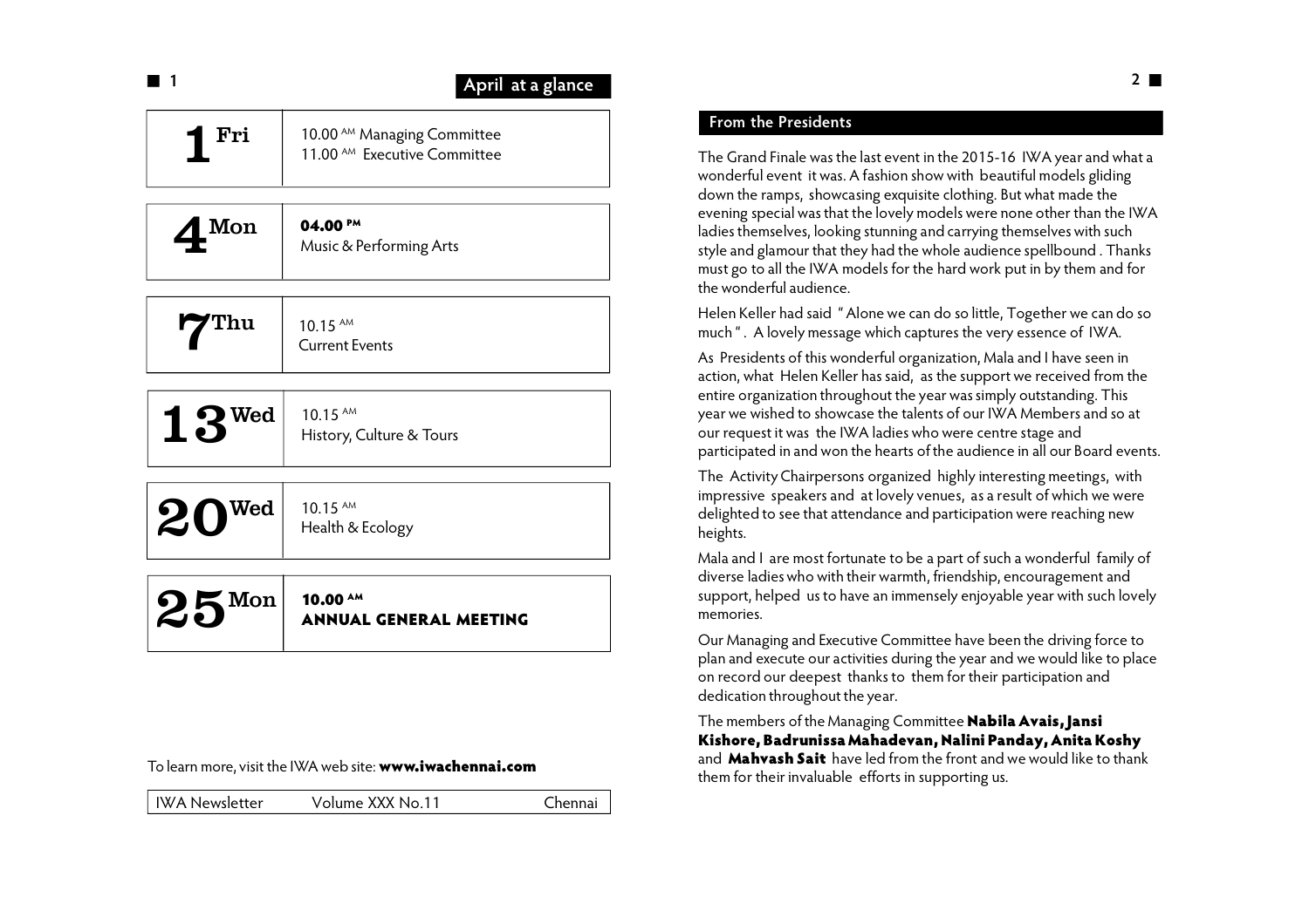## April at a glance

| Date | Events |
| --- | --- |
| **1** Fri | 10.00 AM Managing Committee<br>11.00 AM Executive Committee |
| **4** Mon | **04.00 PM**<br>Music & Performing Arts |
| **7** Thu | 10.15 AM<br>Current Events |
| **13** Wed | 10.15 AM<br>History, Culture & Tours |
| **20** Wed | 10.15 AM<br>Health & Ecology |
| **25** Mon | **10.00 AM**<br>**ANNUAL GENERAL MEETING** |

To learn more, visit the IWA web site: **www.iwachennai.com**

IWA Newsletter Volume XXX No.11 Chennai

## From the Presidents

The Grand Finale was the last event in the 2015-16 IWA year and what a wonderful event it was. A fashion show with beautiful models gliding down the ramps, showcasing exquisite clothing. But what made the evening special was that the lovely models were none other than the IWA ladies themselves, looking stunning and carrying themselves with such style and glamour that they had the whole audience spellbound . Thanks must go to all the IWA models for the hard work put in by them and for the wonderful audience.

Helen Keller had said " Alone we can do so little, Together we can do so much " . A lovely message which captures the very essence of IWA.

As Presidents of this wonderful organization, Mala and I have seen in action, what Helen Keller has said, as the support we received from the entire organization throughout the year was simply outstanding. This year we wished to showcase the talents of our IWA Members and so at our request it was the IWA ladies who were centre stage and participated in and won the hearts of the audience in all our Board events.

The Activity Chairpersons organized highly interesting meetings, with impressive speakers and at lovely venues, as a result of which we were delighted to see that attendance and participation were reaching new heights.

Mala and I are most fortunate to be a part of such a wonderful family of diverse ladies who with their warmth, friendship, encouragement and support, helped us to have an immensely enjoyable year with such lovely memories.

Our Managing and Executive Committee have been the driving force to plan and execute our activities during the year and we would like to place on record our deepest thanks to them for their participation and dedication throughout the year.

The members of the Managing Committee **Nabila Avais, Jansi Kishore, Badrunissa Mahadevan, Nalini Panday, Anita Koshy** and **Mahvash Sait** have led from the front and we would like to thank them for their invaluable efforts in supporting us.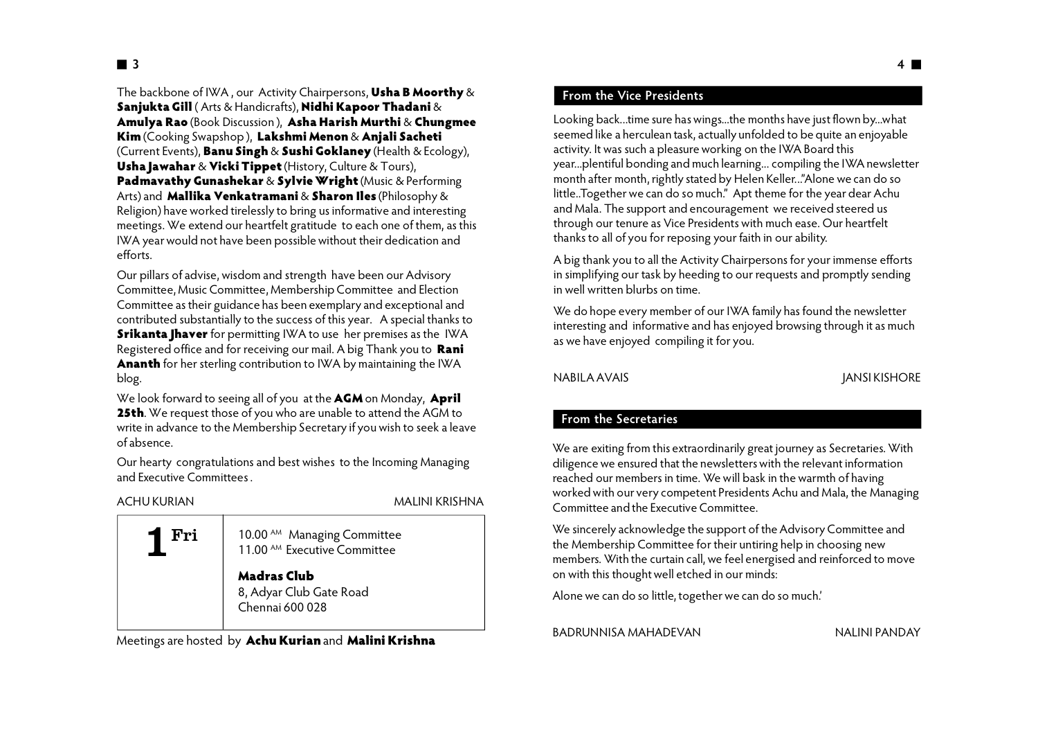The backbone of IWA , our Activity Chairpersons, **Usha B Moorthy** & **Sanjukta Gill** ( Arts & Handicrafts), **Nidhi Kapoor Thadani** & **Amulya Rao** (Book Discussion ), **Asha Harish Murthi** & **Chungmee Kim** (Cooking Swapshop ), **Lakshmi Menon** & **Anjali Sacheti** (Current Events), **Banu Singh** & **Sushi Goklaney** (Health & Ecology), **Usha Jawahar** & **Vicki Tippet** (History, Culture & Tours), **Padmavathy Gunashekar** & **Sylvie Wright** (Music & Performing Arts) and **Mallika Venkatramani** & **Sharon Iles** (Philosophy & Religion) have worked tirelessly to bring us informative and interesting meetings. We extend our heartfelt gratitude to each one of them, as this IWA year would not have been possible without their dedication and efforts.

Our pillars of advise, wisdom and strength have been our Advisory Committee, Music Committee, Membership Committee and Election Committee as their guidance has been exemplary and exceptional and contributed substantially to the success of this year. A special thanks to **Srikanta Jhaver** for permitting IWA to use her premises as the IWA Registered office and for receiving our mail. A big Thank you to **Rani Ananth** for her sterling contribution to IWA by maintaining the IWA blog.

We look forward to seeing all of you at the **AGM** on Monday, **April 25th**. We request those of you who are unable to attend the AGM to write in advance to the Membership Secretary if you wish to seek a leave of absence.

Our hearty congratulations and best wishes to the Incoming Managing and Executive Committees .

ACHU KURIAN MALINI KRISHNA

| **1 Fri** | 10.00 AM Managing Committee<br>11.00 AM Executive Committee<br><br>**Madras Club**<br>8, Adyar Club Gate Road<br>Chennai 600 028 |
|---|---|

Meetings are hosted by **Achu Kurian** and **Malini Krishna**

## From the Vice Presidents

Looking back...time sure has wings...the months have just flown by...what seemed like a herculean task, actually unfolded to be quite an enjoyable activity. It was such a pleasure working on the IWA Board this year...plentiful bonding and much learning... compiling the IWA newsletter month after month, rightly stated by Helen Keller..."Alone we can do so little..Together we can do so much." Apt theme for the year dear Achu and Mala. The support and encouragement we received steered us through our tenure as Vice Presidents with much ease. Our heartfelt thanks to all of you for reposing your faith in our ability.

A big thank you to all the Activity Chairpersons for your immense efforts in simplifying our task by heeding to our requests and promptly sending in well written blurbs on time.

We do hope every member of our IWA family has found the newsletter interesting and informative and has enjoyed browsing through it as much as we have enjoyed compiling it for you.

NABILA AVAIS JANSI KISHORE

## From the Secretaries

We are exiting from this extraordinarily great journey as Secretaries. With diligence we ensured that the newsletters with the relevant information reached our members in time. We will bask in the warmth of having worked with our very competent Presidents Achu and Mala, the Managing Committee and the Executive Committee.

We sincerely acknowledge the support of the Advisory Committee and the Membership Committee for their untiring help in choosing new members. With the curtain call, we feel energised and reinforced to move on with this thought well etched in our minds:

Alone we can do so little, together we can do so much.'

BADRUNNISA MAHADEVAN NALINI PANDAY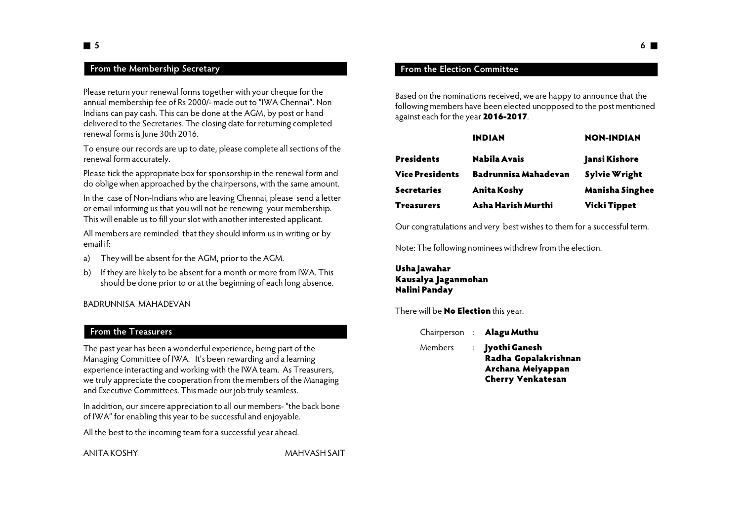## From the Membership Secretary

Please return your renewal forms together with your cheque for the annual membership fee of Rs 2000/- made out to "IWA Chennai". Non Indians can pay cash. This can be done at the AGM, by post or hand delivered to the Secretaries. The closing date for returning completed renewal forms is June 30th 2016.

To ensure our records are up to date, please complete all sections of the renewal form accurately.

Please tick the appropriate box for sponsorship in the renewal form and do oblige when approached by the chairpersons, with the same amount.

In the case of Non-Indians who are leaving Chennai, please send a letter or email informing us that you will not be renewing your membership. This will enable us to fill your slot with another interested applicant.

All members are reminded that they should inform us in writing or by email if:

a) They will be absent for the AGM, prior to the AGM.
b) If they are likely to be absent for a month or more from IWA. This should be done prior to or at the beginning of each long absence.

BADRUNNISA MAHADEVAN

## From the Treasurers

The past year has been a wonderful experience, being part of the Managing Committee of IWA. It's been rewarding and a learning experience interacting and working with the IWA team. As Treasurers, we truly appreciate the cooperation from the members of the Managing and Executive Committees. This made our job truly seamless.

In addition, our sincere appreciation to all our members- "the back bone of IWA" for enabling this year to be successful and enjoyable.

All the best to the incoming team for a successful year ahead.

ANITA KOSHY MAHVASH SAIT

## From the Election Committee

Based on the nominations received, we are happy to announce that the following members have been elected unopposed to the post mentioned against each for the year **2016-2017**.

| | **INDIAN** | **NON-INDIAN** |
|---|---|---|
| **Presidents** | **Nabila Avais** | **Jansi Kishore** |
| **Vice Presidents** | **Badrunnisa Mahadevan** | **Sylvie Wright** |
| **Secretaries** | **Anita Koshy** | **Manisha Singhee** |
| **Treasurers** | **Asha Harish Murthi** | **Vicki Tippet** |

Our congratulations and very best wishes to them for a successful term.

Note: The following nominees withdrew from the election.

**Usha Jawahar**
**Kausalya Jaganmohan**
**Nalini Panday**

There will be **No Election** this year.

Chairperson : **Alagu Muthu**

Members : **Jyothi Ganesh**
**Radha Gopalakrishnan**
**Archana Meiyappan**
**Cherry Venkatesan**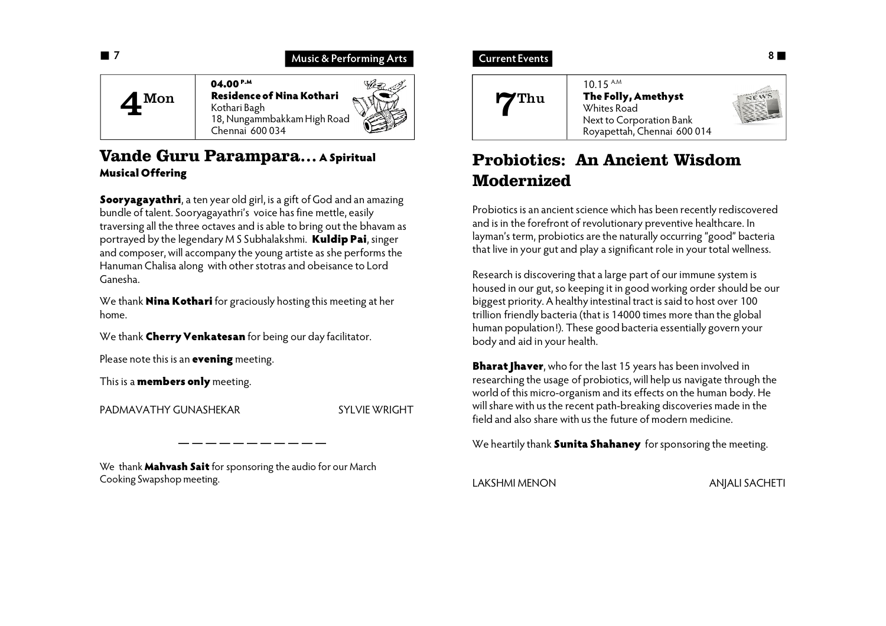**4** Mon

**04.00** P.M
**Residence of Nina Kothari**
Kothari Bagh
18, Nungammbakkam High Road
Chennai 600 034

## Vande Guru Parampara... A Spiritual Musical Offering

**Sooryagayathri**, a ten year old girl, is a gift of God and an amazing bundle of talent. Sooryagayathri's voice has fine mettle, easily traversing all the three octaves and is able to bring out the bhavam as portrayed by the legendary M S Subhalakshmi. **Kuldip Pai**, singer and composer, will accompany the young artiste as she performs the Hanuman Chalisa along with other stotras and obeisance to Lord Ganesha.

We thank **Nina Kothari** for graciously hosting this meeting at her home.

We thank **Cherry Venkatesan** for being our day facilitator.

Please note this is an **evening** meeting.

This is a **members only** meeting.

PADMAVATHY GUNASHEKAR SYLVIE WRIGHT

— — — — — — — — — — —

We thank **Mahvash Sait** for sponsoring the audio for our March Cooking Swapshop meeting.

**7** Thu

10.15 A.M
**The Folly, Amethyst**
Whites Road
Next to Corporation Bank
Royapettah, Chennai 600 014

## Probiotics: An Ancient Wisdom Modernized

Probiotics is an ancient science which has been recently rediscovered and is in the forefront of revolutionary preventive healthcare. In layman's term, probiotics are the naturally occurring "good" bacteria that live in your gut and play a significant role in your total wellness.

Research is discovering that a large part of our immune system is housed in our gut, so keeping it in good working order should be our biggest priority. A healthy intestinal tract is said to host over 100 trillion friendly bacteria (that is 14000 times more than the global human population!). These good bacteria essentially govern your body and aid in your health.

**Bharat Jhaver**, who for the last 15 years has been involved in researching the usage of probiotics, will help us navigate through the world of this micro-organism and its effects on the human body. He will share with us the recent path-breaking discoveries made in the field and also share with us the future of modern medicine.

We heartily thank **Sunita Shahaney** for sponsoring the meeting.

LAKSHMI MENON ANJALI SACHETI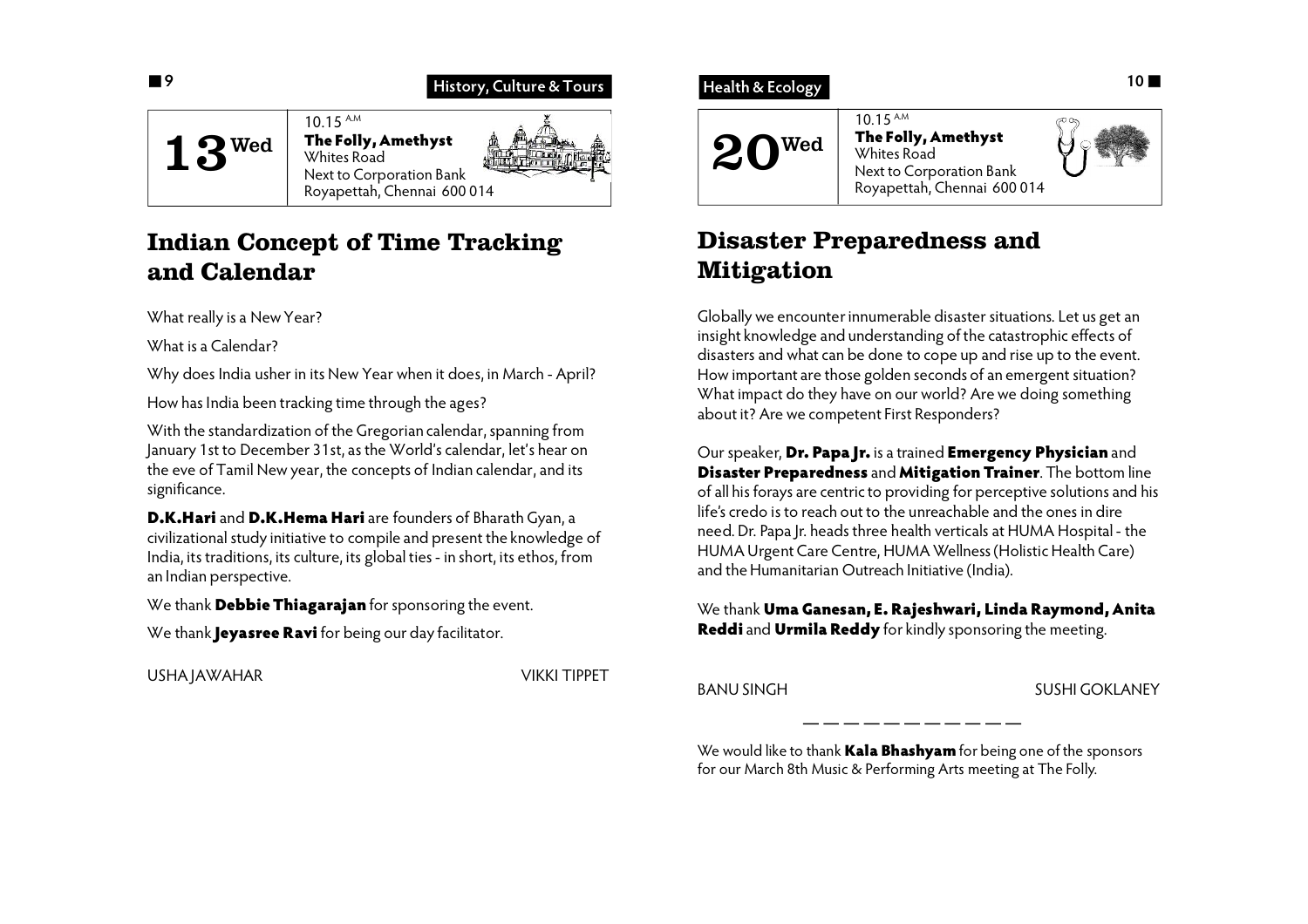History, Culture & Tours

**13** Wed

10.15 A.M
**The Folly, Amethyst**
Whites Road
Next to Corporation Bank
Royapettah, Chennai 600 014

## Indian Concept of Time Tracking and Calendar

What really is a New Year?

What is a Calendar?

Why does India usher in its New Year when it does, in March - April?

How has India been tracking time through the ages?

With the standardization of the Gregorian calendar, spanning from January 1st to December 31st, as the World's calendar, let's hear on the eve of Tamil New year, the concepts of Indian calendar, and its significance.

**D.K.Hari** and **D.K.Hema Hari** are founders of Bharath Gyan, a civilizational study initiative to compile and present the knowledge of India, its traditions, its culture, its global ties - in short, its ethos, from an Indian perspective.

We thank **Debbie Thiagarajan** for sponsoring the event.

We thank **Jeyasree Ravi** for being our day facilitator.

USHA JAWAHAR — VIKKI TIPPET

Health & Ecology

**20** Wed

10.15 A.M
**The Folly, Amethyst**
Whites Road
Next to Corporation Bank
Royapettah, Chennai 600 014

## Disaster Preparedness and Mitigation

Globally we encounter innumerable disaster situations. Let us get an insight knowledge and understanding of the catastrophic effects of disasters and what can be done to cope up and rise up to the event. How important are those golden seconds of an emergent situation? What impact do they have on our world? Are we doing something about it? Are we competent First Responders?

Our speaker, **Dr. Papa Jr.** is a trained **Emergency Physician** and **Disaster Preparedness** and **Mitigation Trainer**. The bottom line of all his forays are centric to providing for perceptive solutions and his life's credo is to reach out to the unreachable and the ones in dire need. Dr. Papa Jr. heads three health verticals at HUMA Hospital - the HUMA Urgent Care Centre, HUMA Wellness (Holistic Health Care) and the Humanitarian Outreach Initiative (India).

We thank **Uma Ganesan, E. Rajeshwari, Linda Raymond, Anita Reddi** and **Urmila Reddy** for kindly sponsoring the meeting.

BANU SINGH — SUSHI GOKLANEY

---

We would like to thank **Kala Bhashyam** for being one of the sponsors for our March 8th Music & Performing Arts meeting at The Folly.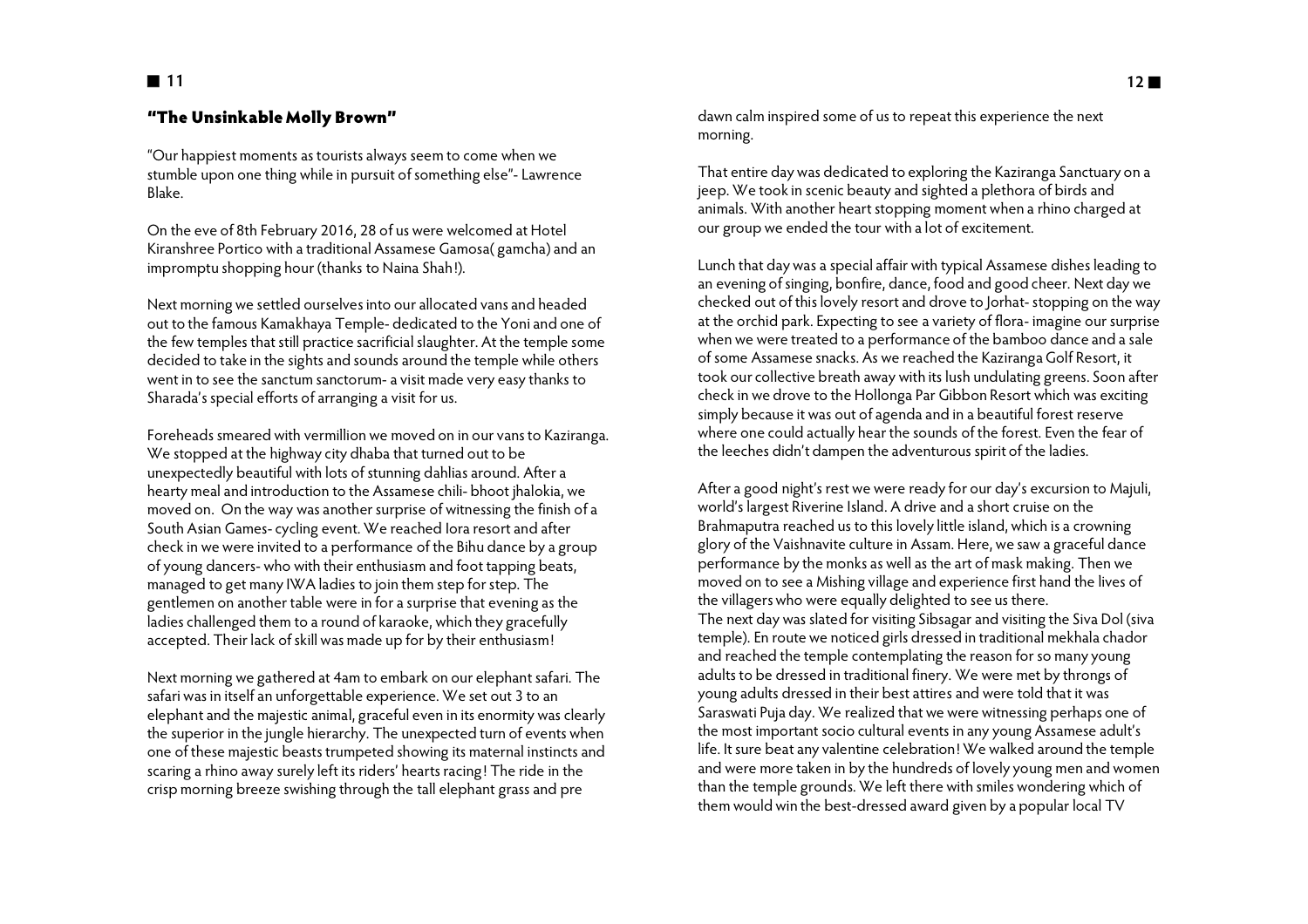## "The Unsinkable Molly Brown"

"Our happiest moments as tourists always seem to come when we stumble upon one thing while in pursuit of something else"- Lawrence Blake.

On the eve of 8th February 2016, 28 of us were welcomed at Hotel Kiranshree Portico with a traditional Assamese Gamosa( gamcha) and an impromptu shopping hour (thanks to Naina Shah!).

Next morning we settled ourselves into our allocated vans and headed out to the famous Kamakhaya Temple- dedicated to the Yoni and one of the few temples that still practice sacrificial slaughter. At the temple some decided to take in the sights and sounds around the temple while others went in to see the sanctum sanctorum- a visit made very easy thanks to Sharada's special efforts of arranging a visit for us.

Foreheads smeared with vermillion we moved on in our vans to Kaziranga. We stopped at the highway city dhaba that turned out to be unexpectedly beautiful with lots of stunning dahlias around. After a hearty meal and introduction to the Assamese chili- bhoot jhalokia, we moved on. On the way was another surprise of witnessing the finish of a South Asian Games- cycling event. We reached Iora resort and after check in we were invited to a performance of the Bihu dance by a group of young dancers- who with their enthusiasm and foot tapping beats, managed to get many IWA ladies to join them step for step. The gentlemen on another table were in for a surprise that evening as the ladies challenged them to a round of karaoke, which they gracefully accepted. Their lack of skill was made up for by their enthusiasm!

Next morning we gathered at 4am to embark on our elephant safari. The safari was in itself an unforgettable experience. We set out 3 to an elephant and the majestic animal, graceful even in its enormity was clearly the superior in the jungle hierarchy. The unexpected turn of events when one of these majestic beasts trumpeted showing its maternal instincts and scaring a rhino away surely left its riders' hearts racing! The ride in the crisp morning breeze swishing through the tall elephant grass and pre dawn calm inspired some of us to repeat this experience the next morning.

That entire day was dedicated to exploring the Kaziranga Sanctuary on a jeep. We took in scenic beauty and sighted a plethora of birds and animals. With another heart stopping moment when a rhino charged at our group we ended the tour with a lot of excitement.

Lunch that day was a special affair with typical Assamese dishes leading to an evening of singing, bonfire, dance, food and good cheer. Next day we checked out of this lovely resort and drove to Jorhat- stopping on the way at the orchid park. Expecting to see a variety of flora- imagine our surprise when we were treated to a performance of the bamboo dance and a sale of some Assamese snacks. As we reached the Kaziranga Golf Resort, it took our collective breath away with its lush undulating greens. Soon after check in we drove to the Hollonga Par Gibbon Resort which was exciting simply because it was out of agenda and in a beautiful forest reserve where one could actually hear the sounds of the forest. Even the fear of the leeches didn't dampen the adventurous spirit of the ladies.

After a good night's rest we were ready for our day's excursion to Majuli, world's largest Riverine Island. A drive and a short cruise on the Brahmaputra reached us to this lovely little island, which is a crowning glory of the Vaishnavite culture in Assam. Here, we saw a graceful dance performance by the monks as well as the art of mask making. Then we moved on to see a Mishing village and experience first hand the lives of the villagers who were equally delighted to see us there.
The next day was slated for visiting Sibsagar and visiting the Siva Dol (siva temple). En route we noticed girls dressed in traditional mekhala chador and reached the temple contemplating the reason for so many young adults to be dressed in traditional finery. We were met by throngs of young adults dressed in their best attires and were told that it was Saraswati Puja day. We realized that we were witnessing perhaps one of the most important socio cultural events in any young Assamese adult's life. It sure beat any valentine celebration! We walked around the temple and were more taken in by the hundreds of lovely young men and women than the temple grounds. We left there with smiles wondering which of them would win the best-dressed award given by a popular local TV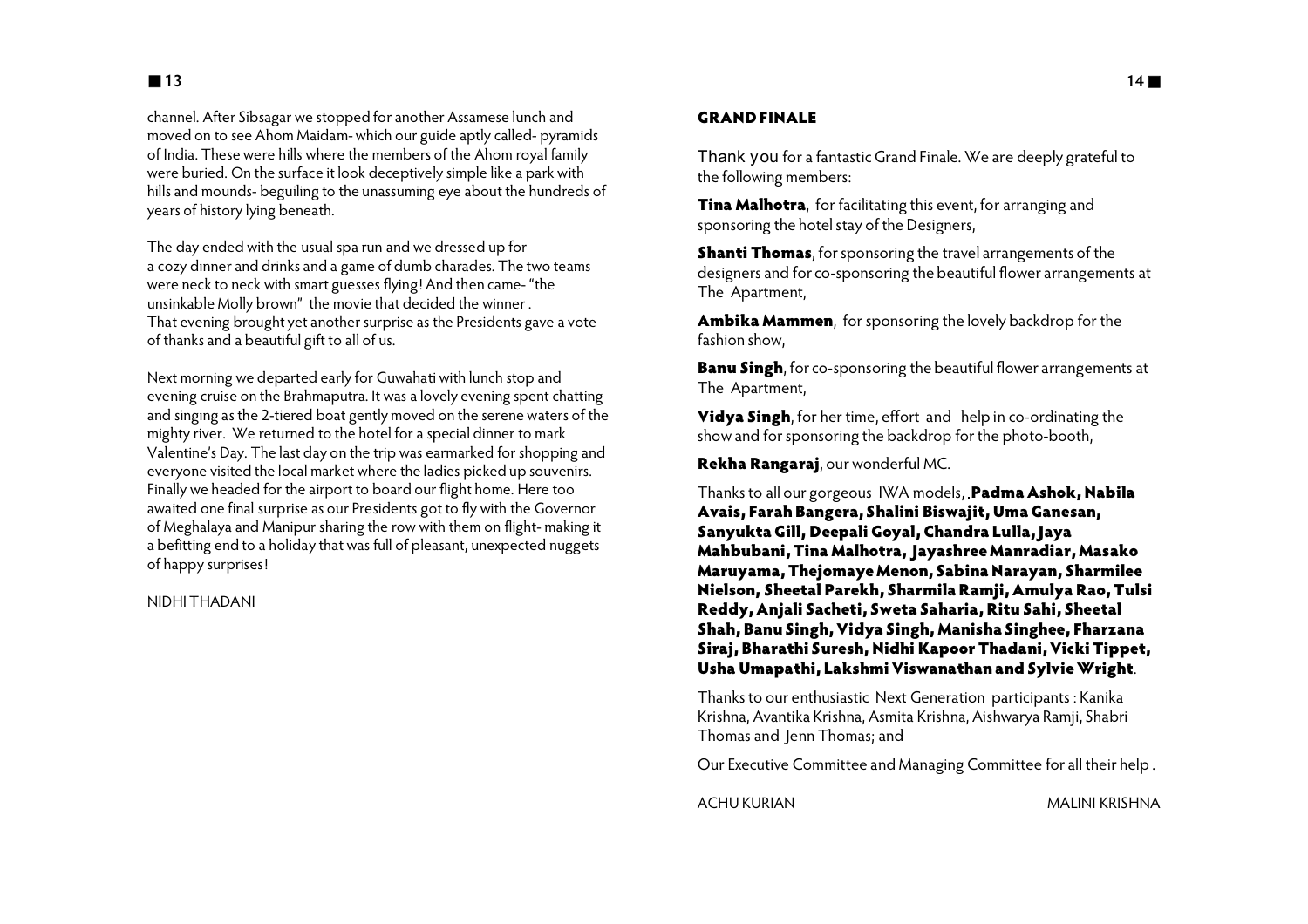channel. After Sibsagar we stopped for another Assamese lunch and moved on to see Ahom Maidam- which our guide aptly called- pyramids of India. These were hills where the members of the Ahom royal family were buried. On the surface it look deceptively simple like a park with hills and mounds- beguiling to the unassuming eye about the hundreds of years of history lying beneath.

The day ended with the usual spa run and we dressed up for a cozy dinner and drinks and a game of dumb charades. The two teams were neck to neck with smart guesses flying! And then came- "the unsinkable Molly brown" the movie that decided the winner . That evening brought yet another surprise as the Presidents gave a vote of thanks and a beautiful gift to all of us.

Next morning we departed early for Guwahati with lunch stop and evening cruise on the Brahmaputra. It was a lovely evening spent chatting and singing as the 2-tiered boat gently moved on the serene waters of the mighty river. We returned to the hotel for a special dinner to mark Valentine's Day. The last day on the trip was earmarked for shopping and everyone visited the local market where the ladies picked up souvenirs. Finally we headed for the airport to board our flight home. Here too awaited one final surprise as our Presidents got to fly with the Governor of Meghalaya and Manipur sharing the row with them on flight- making it a befitting end to a holiday that was full of pleasant, unexpected nuggets of happy surprises!

NIDHI THADANI

## GRAND FINALE

Thank you for a fantastic Grand Finale. We are deeply grateful to the following members:

**Tina Malhotra**, for facilitating this event, for arranging and sponsoring the hotel stay of the Designers,

**Shanti Thomas**, for sponsoring the travel arrangements of the designers and for co-sponsoring the beautiful flower arrangements at The Apartment,

**Ambika Mammen**, for sponsoring the lovely backdrop for the fashion show,

**Banu Singh**, for co-sponsoring the beautiful flower arrangements at The Apartment,

**Vidya Singh**, for her time, effort and help in co-ordinating the show and for sponsoring the backdrop for the photo-booth,

**Rekha Rangaraj**, our wonderful MC.

Thanks to all our gorgeous IWA models, .**Padma Ashok, Nabila Avais, Farah Bangera, Shalini Biswajit, Uma Ganesan, Sanyukta Gill, Deepali Goyal, Chandra Lulla, Jaya Mahbubani, Tina Malhotra, Jayashree Manradiar, Masako Maruyama, Thejomaye Menon, Sabina Narayan, Sharmilee Nielson, Sheetal Parekh, Sharmila Ramji, Amulya Rao, Tulsi Reddy, Anjali Sacheti, Sweta Saharia, Ritu Sahi, Sheetal Shah, Banu Singh, Vidya Singh, Manisha Singhee, Fharzana Siraj, Bharathi Suresh, Nidhi Kapoor Thadani, Vicki Tippet, Usha Umapathi, Lakshmi Viswanathan and Sylvie Wright**.

Thanks to our enthusiastic Next Generation participants : Kanika Krishna, Avantika Krishna, Asmita Krishna, Aishwarya Ramji, Shabri Thomas and Jenn Thomas; and

Our Executive Committee and Managing Committee for all their help .

ACHU KURIAN MALINI KRISHNA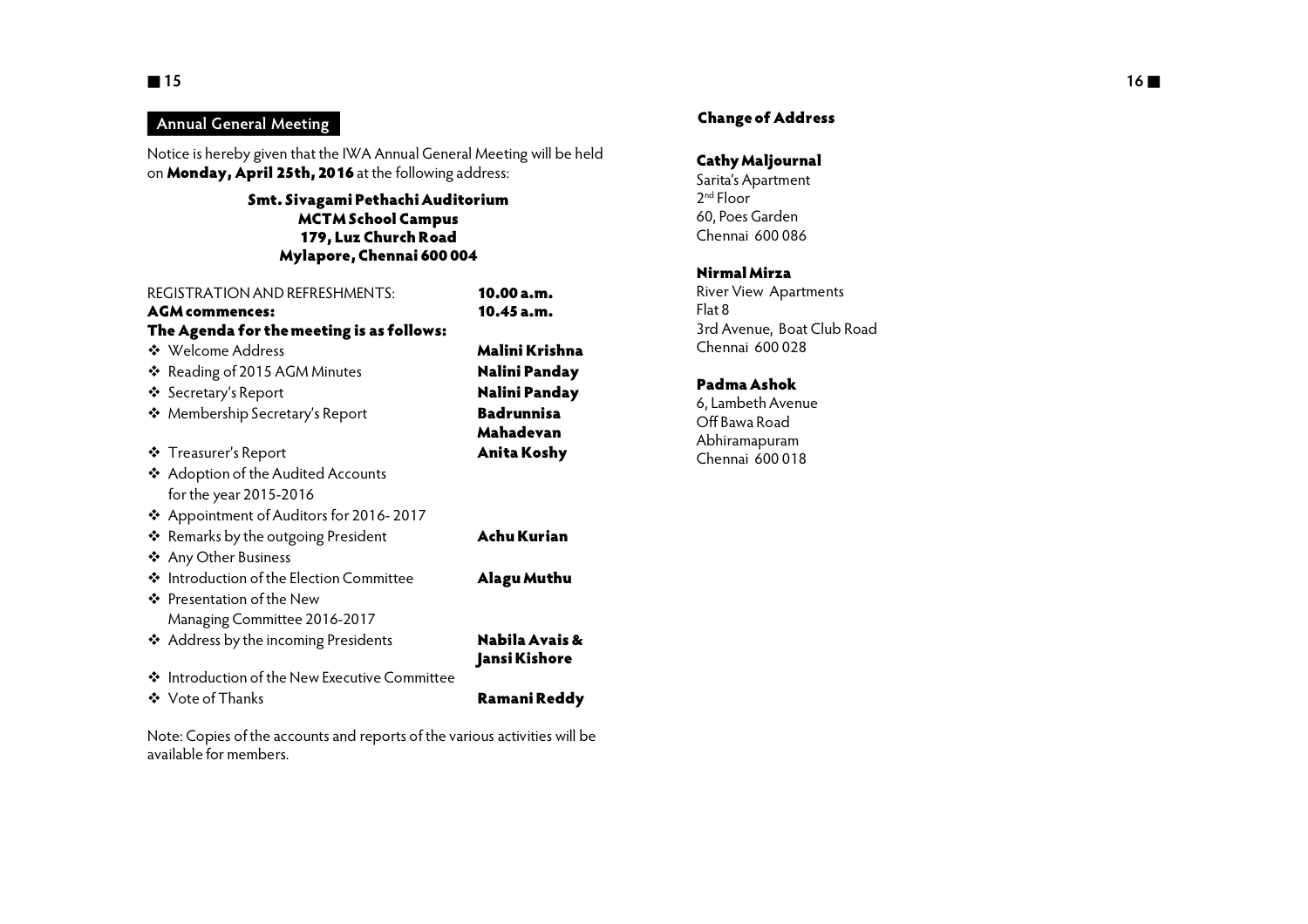## Annual General Meeting

Notice is hereby given that the IWA Annual General Meeting will be held on **Monday, April 25th, 2016** at the following address:

**Smt. Sivagami Pethachi Auditorium**
**MCTM School Campus**
**179, Luz Church Road**
**Mylapore, Chennai 600 004**

| | |
|---|---|
| REGISTRATION AND REFRESHMENTS: | **10.00 a.m.** |
| **AGM commences:** | **10.45 a.m.** |

**The Agenda for the meeting is as follows:**

| | |
|---|---|
| ❖ Welcome Address | **Malini Krishna** |
| ❖ Reading of 2015 AGM Minutes | **Nalini Panday** |
| ❖ Secretary's Report | **Nalini Panday** |
| ❖ Membership Secretary's Report | **Badrunnisa Mahadevan** |
| ❖ Treasurer's Report | **Anita Koshy** |
| ❖ Adoption of the Audited Accounts for the year 2015-2016 | |
| ❖ Appointment of Auditors for 2016- 2017 | |
| ❖ Remarks by the outgoing President | **Achu Kurian** |
| ❖ Any Other Business | |
| ❖ Introduction of the Election Committee | **Alagu Muthu** |
| ❖ Presentation of the New Managing Committee 2016-2017 | |
| ❖ Address by the incoming Presidents | **Nabila Avais & Jansi Kishore** |
| ❖ Introduction of the New Executive Committee | |
| ❖ Vote of Thanks | **Ramani Reddy** |

Note: Copies of the accounts and reports of the various activities will be available for members.

## Change of Address

**Cathy Maljournal**
Sarita's Apartment
2nd Floor
60, Poes Garden
Chennai 600 086

**Nirmal Mirza**
River View Apartments
Flat 8
3rd Avenue, Boat Club Road
Chennai 600 028

**Padma Ashok**
6, Lambeth Avenue
Off Bawa Road
Abhiramapuram
Chennai 600 018